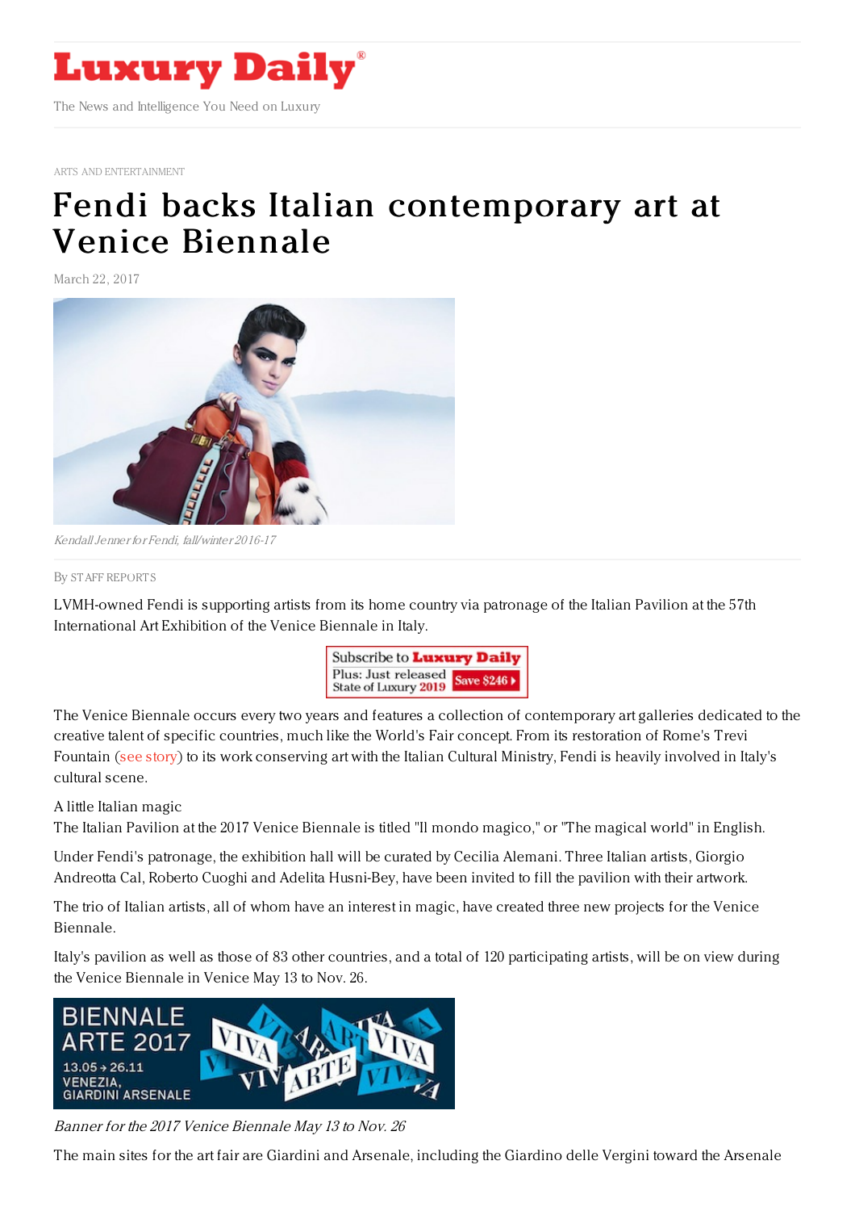ARTS AND ENTERTAINMENT

# Fendi backs Italian contemporary art at Venice Biennale

March 22, 2017

*Kendall Jenner for Fendi, fall/winter 2016-17*

By STAFF REPORTS

LVMH-owned Fendi is supporting artists from its home country via patronage of the Italian Pavilion at the 57th International Art Exhibition of the Venice Biennale in Italy.

The Venice Biennale occurs every two years and features a collection of contemporary art galleries dedicated to the creative talent of specific countries, much like the World's Fair concept. From its restoration of Rome's Trevi Fountain (see story) to its work conserving art with the Italian Cultural Ministry, Fendi is heavily involved in Italy's cultural scene.

A little Italian magic

The Italian Pavilion at the 2017 Venice Biennale is titled "Il mondo magico," or "The magical world" in English.

Under Fendi's patronage, the exhibition hall will be curated by Cecilia Alemani. Three Italian artists, Giorgio Andreotta Cal, Roberto Cuoghi and Adelita Husni-Bey, have been invited to fill the pavilion with their artwork.

The trio of Italian artists, all of whom have an interest in magic, have created three new projects for the Venice Biennale.

Italy's pavilion as well as those of 83 other countries, and a total of 120 participating artists, will be on view during the Venice Biennale in Venice May 13 to Nov. 26.

*Banner for the 2017 Venice Biennale May 13 to Nov. 26*

The main sites for the art fair are Giardini and Arsenale, including the Giardino delle Vergini toward the Arsenale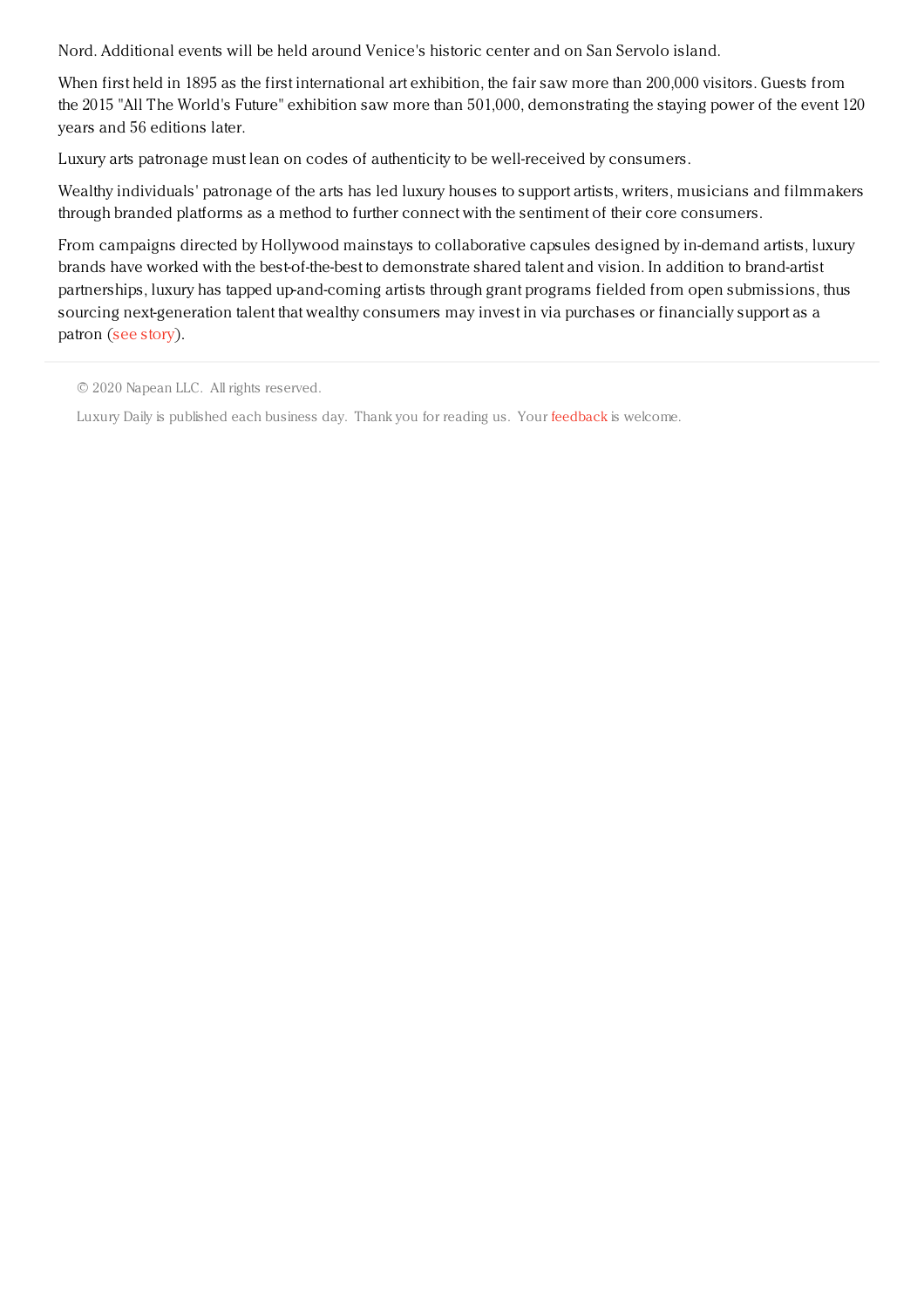Nord. Additional events will be held around Venice's historic center and on San Servolo island.

When first held in 1895 as the first international art exhibition, the fair saw more than 200,000 visitors. Guests from the 2015 "All The World's Future" exhibition saw more than 501,000, demonstrating the staying power of the event 120 years and 56 editions later.

Luxury arts patronage must lean on codes of authenticity to be well-received by consumers.

Wealthy individuals' patronage of the arts has led luxury houses to support artists, writers, musicians and filmmakers through branded platforms as a method to further connect with the sentiment of their core consumers.

From campaigns directed by Hollywood mainstays to collaborative capsules designed by in-demand artists, luxury brands have worked with the best-of-the-best to demonstrate shared talent and vision. In addition to brand-artist partnerships, luxury has tapped up-and-coming artists through grant programs fielded from open submissions, thus sourcing next-generation talent that wealthy consumers may invest in via purchases or financially support as a patron (see story).

© 2020 Napean LLC. All rights reserved.

Luxury Daily is published each business day. Thank you for reading us. Your feedback is welcome.